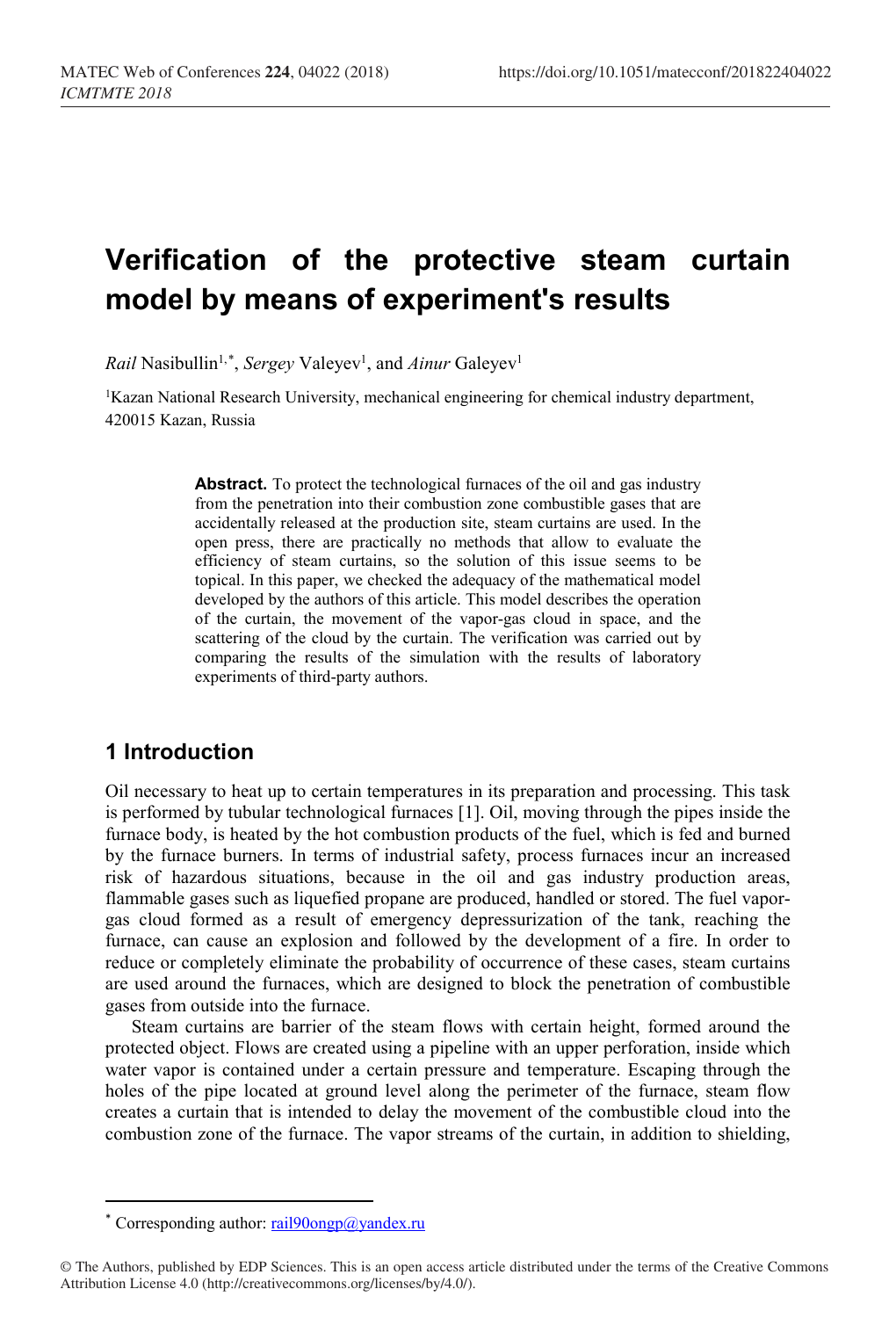# Verification of the protective steam curtain model by means of experiment's results

*Rail* Nasibullin[1,*], *Sergey* Valeyev[1], and *Ainur* Galeyev[1]

[1]Kazan National Research University, mechanical engineering for chemical industry department, 420015 Kazan, Russia

**Abstract.** To protect the technological furnaces of the oil and gas industry from the penetration into their combustion zone combustible gases that are accidentally released at the production site, steam curtains are used. In the open press, there are practically no methods that allow to evaluate the efficiency of steam curtains, so the solution of this issue seems to be topical. In this paper, we checked the adequacy of the mathematical model developed by the authors of this article. This model describes the operation of the curtain, the movement of the vapor-gas cloud in space, and the scattering of the cloud by the curtain. The verification was carried out by comparing the results of the simulation with the results of laboratory experiments of third-party authors.

## 1 Introduction

Oil necessary to heat up to certain temperatures in its preparation and processing. This task is performed by tubular technological furnaces [1]. Oil, moving through the pipes inside the furnace body, is heated by the hot combustion products of the fuel, which is fed and burned by the furnace burners. In terms of industrial safety, process furnaces incur an increased risk of hazardous situations, because in the oil and gas industry production areas, flammable gases such as liquefied propane are produced, handled or stored. The fuel vapor-gas cloud formed as a result of emergency depressurization of the tank, reaching the furnace, can cause an explosion and followed by the development of a fire. In order to reduce or completely eliminate the probability of occurrence of these cases, steam curtains are used around the furnaces, which are designed to block the penetration of combustible gases from outside into the furnace.

Steam curtains are barrier of the steam flows with certain height, formed around the protected object. Flows are created using a pipeline with an upper perforation, inside which water vapor is contained under a certain pressure and temperature. Escaping through the holes of the pipe located at ground level along the perimeter of the furnace, steam flow creates a curtain that is intended to delay the movement of the combustible cloud into the combustion zone of the furnace. The vapor streams of the curtain, in addition to shielding,

* Corresponding author: rail90ongp@yandex.ru

© The Authors, published by EDP Sciences. This is an open access article distributed under the terms of the Creative Commons Attribution License 4.0 (http://creativecommons.org/licenses/by/4.0/).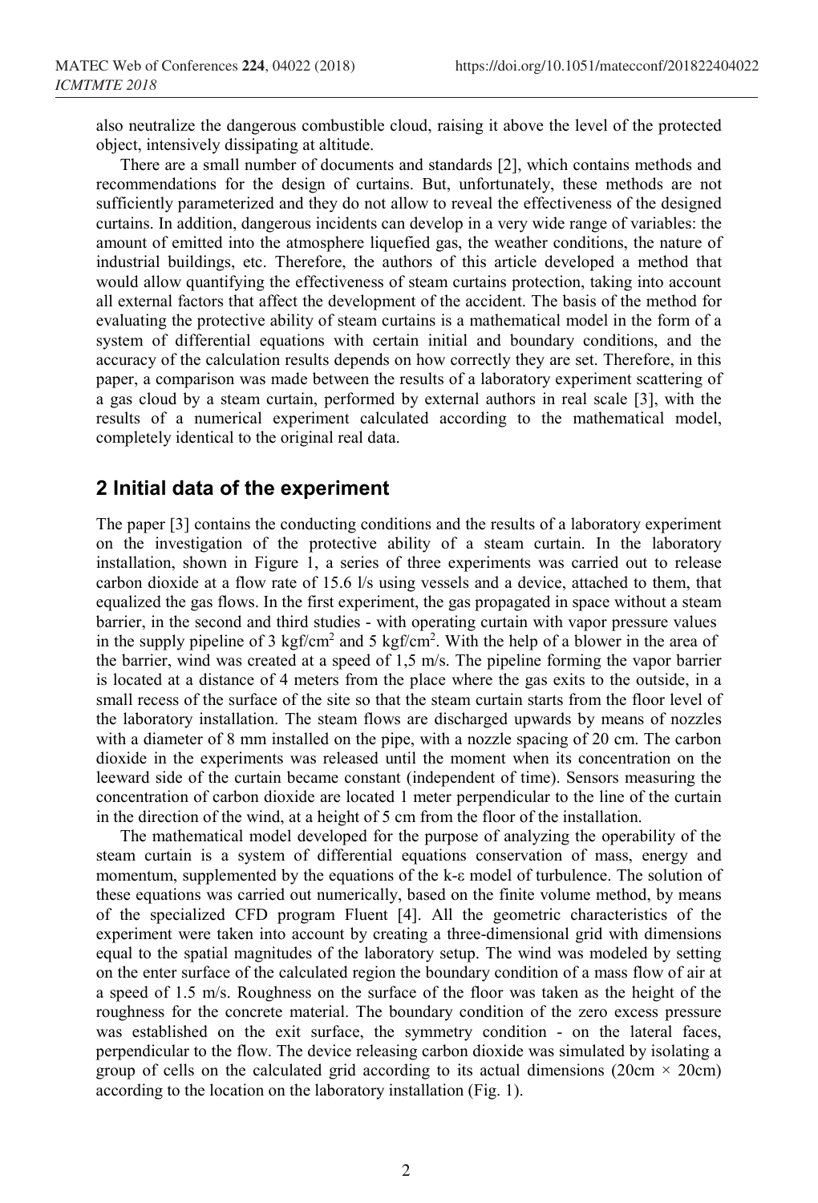also neutralize the dangerous combustible cloud, raising it above the level of the protected object, intensively dissipating at altitude.

There are a small number of documents and standards [2], which contains methods and recommendations for the design of curtains. But, unfortunately, these methods are not sufficiently parameterized and they do not allow to reveal the effectiveness of the designed curtains. In addition, dangerous incidents can develop in a very wide range of variables: the amount of emitted into the atmosphere liquefied gas, the weather conditions, the nature of industrial buildings, etc. Therefore, the authors of this article developed a method that would allow quantifying the effectiveness of steam curtains protection, taking into account all external factors that affect the development of the accident. The basis of the method for evaluating the protective ability of steam curtains is a mathematical model in the form of a system of differential equations with certain initial and boundary conditions, and the accuracy of the calculation results depends on how correctly they are set. Therefore, in this paper, a comparison was made between the results of a laboratory experiment scattering of a gas cloud by a steam curtain, performed by external authors in real scale [3], with the results of a numerical experiment calculated according to the mathematical model, completely identical to the original real data.

## 2 Initial data of the experiment

The paper [3] contains the conducting conditions and the results of a laboratory experiment on the investigation of the protective ability of a steam curtain. In the laboratory installation, shown in Figure 1, a series of three experiments was carried out to release carbon dioxide at a flow rate of 15.6 l/s using vessels and a device, attached to them, that equalized the gas flows. In the first experiment, the gas propagated in space without a steam barrier, in the second and third studies - with operating curtain with vapor pressure values in the supply pipeline of 3 kgf/cm$^2$ and 5 kgf/cm$^2$. With the help of a blower in the area of the barrier, wind was created at a speed of 1,5 m/s. The pipeline forming the vapor barrier is located at a distance of 4 meters from the place where the gas exits to the outside, in a small recess of the surface of the site so that the steam curtain starts from the floor level of the laboratory installation. The steam flows are discharged upwards by means of nozzles with a diameter of 8 mm installed on the pipe, with a nozzle spacing of 20 cm. The carbon dioxide in the experiments was released until the moment when its concentration on the leeward side of the curtain became constant (independent of time). Sensors measuring the concentration of carbon dioxide are located 1 meter perpendicular to the line of the curtain in the direction of the wind, at a height of 5 cm from the floor of the installation.

The mathematical model developed for the purpose of analyzing the operability of the steam curtain is a system of differential equations conservation of mass, energy and momentum, supplemented by the equations of the k-ε model of turbulence. The solution of these equations was carried out numerically, based on the finite volume method, by means of the specialized CFD program Fluent [4]. All the geometric characteristics of the experiment were taken into account by creating a three-dimensional grid with dimensions equal to the spatial magnitudes of the laboratory setup. The wind was modeled by setting on the enter surface of the calculated region the boundary condition of a mass flow of air at a speed of 1.5 m/s. Roughness on the surface of the floor was taken as the height of the roughness for the concrete material. The boundary condition of the zero excess pressure was established on the exit surface, the symmetry condition - on the lateral faces, perpendicular to the flow. The device releasing carbon dioxide was simulated by isolating a group of cells on the calculated grid according to its actual dimensions (20cm × 20cm) according to the location on the laboratory installation (Fig. 1).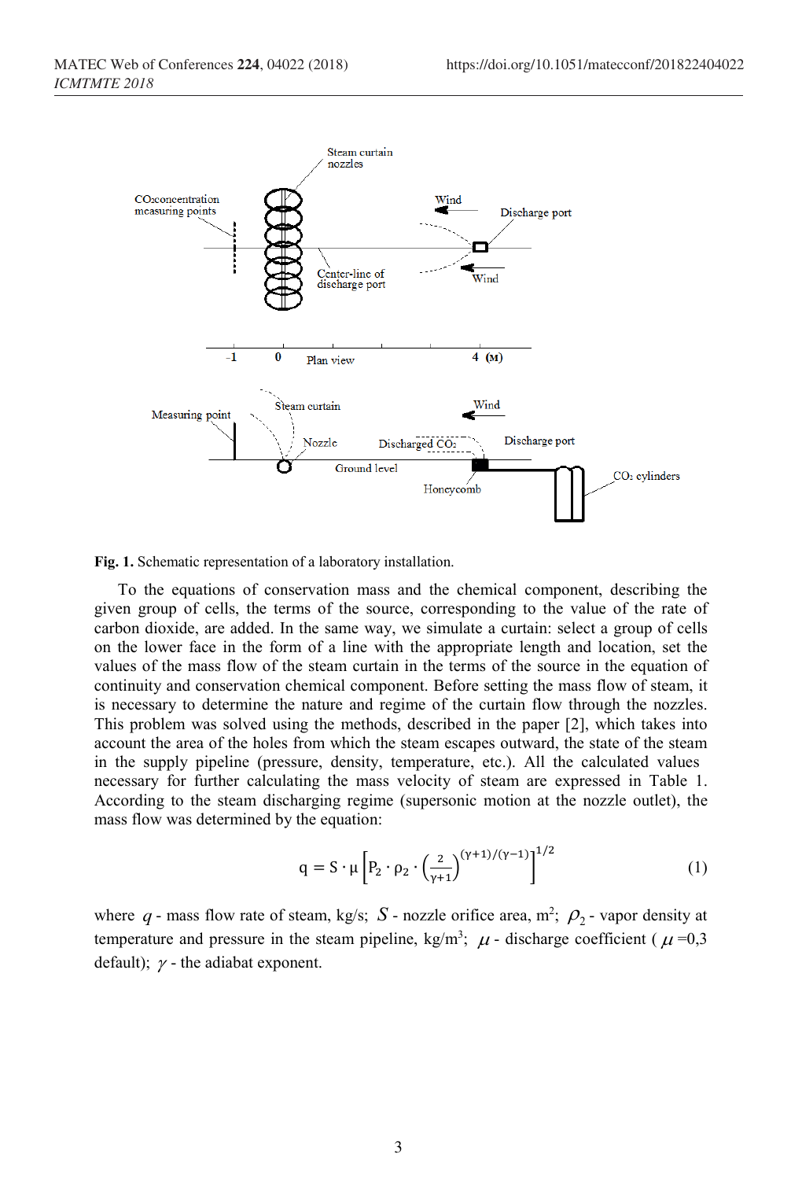Fig. 1. Schematic representation of a laboratory installation.

To the equations of conservation mass and the chemical component, describing the given group of cells, the terms of the source, corresponding to the value of the rate of carbon dioxide, are added. In the same way, we simulate a curtain: select a group of cells on the lower face in the form of a line with the appropriate length and location, set the values of the mass flow of the steam curtain in the terms of the source in the equation of continuity and conservation chemical component. Before setting the mass flow of steam, it is necessary to determine the nature and regime of the curtain flow through the nozzles. This problem was solved using the methods, described in the paper [2], which takes into account the area of the holes from which the steam escapes outward, the state of the steam in the supply pipeline (pressure, density, temperature, etc.). All the calculated values necessary for further calculating the mass velocity of steam are expressed in Table 1. According to the steam discharging regime (supersonic motion at the nozzle outlet), the mass flow was determined by the equation:

$$q = S \cdot \mu \left[ P_2 \cdot \rho_2 \cdot \left( \frac{2}{\gamma+1} \right)^{(\gamma+1)/(\gamma-1)} \right]^{1/2} \tag{1}$$

where $q$ - mass flow rate of steam, kg/s; $S$ - nozzle orifice area, m$^2$; $\rho_2$ - vapor density at temperature and pressure in the steam pipeline, kg/m$^3$; $\mu$ - discharge coefficient ( $\mu$ =0,3 default); $\gamma$ - the adiabat exponent.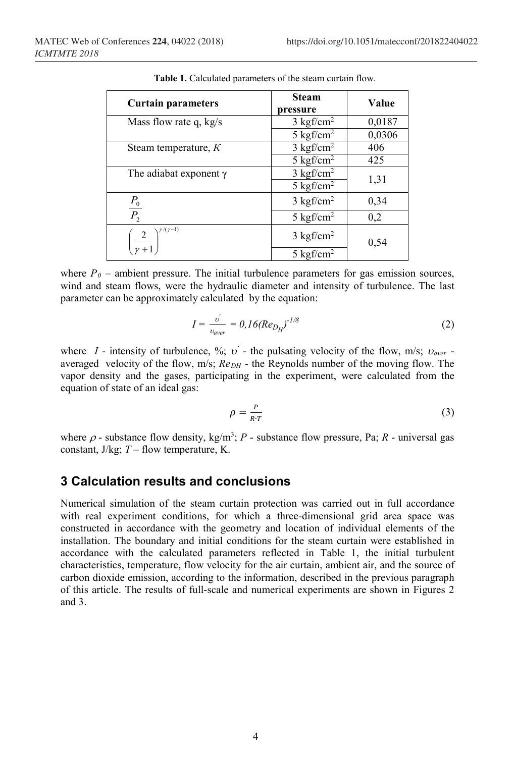**Table 1.** Calculated parameters of the steam curtain flow.

| Curtain parameters | Steam pressure | Value |
|---|---|---|
| Mass flow rate q, kg/s | 3 kgf/cm$^2$ | 0,0187 |
| | 5 kgf/cm$^2$ | 0,0306 |
| Steam temperature, *K* | 3 kgf/cm$^2$ | 406 |
| | 5 kgf/cm$^2$ | 425 |
| The adiabat exponent γ | 3 kgf/cm$^2$ | 1,31 |
| | 5 kgf/cm$^2$ | |
| $\frac{P_0}{P_2}$ | 3 kgf/cm$^2$ | 0,34 |
| | 5 kgf/cm$^2$ | 0,2 |
| $\left(\frac{2}{\gamma+1}\right)^{\gamma/(\gamma-1)}$ | 3 kgf/cm$^2$ | 0,54 |
| | 5 kgf/cm$^2$ | |

where $P_0$ – ambient pressure. The initial turbulence parameters for gas emission sources, wind and steam flows, were the hydraulic diameter and intensity of turbulence. The last parameter can be approximately calculated by the equation:

$$I = \frac{\upsilon^{'}}{\upsilon_{aver}} = 0,16(Re_{D_H})^{-1/8} \tag{2}$$

where $I$ - intensity of turbulence, %; $\upsilon^{'}$ - the pulsating velocity of the flow, m/s; $\upsilon_{aver}$ - averaged velocity of the flow, m/s; $Re_{DH}$ - the Reynolds number of the moving flow. The vapor density and the gases, participating in the experiment, were calculated from the equation of state of an ideal gas:

$$\rho = \frac{P}{R \cdot T} \tag{3}$$

where $\rho$ - substance flow density, kg/m$^3$; $P$ - substance flow pressure, Pa; $R$ - universal gas constant, J/kg; $T$ – flow temperature, K.

## 3 Calculation results and conclusions

Numerical simulation of the steam curtain protection was carried out in full accordance with real experiment conditions, for which a three-dimensional grid area space was constructed in accordance with the geometry and location of individual elements of the installation. The boundary and initial conditions for the steam curtain were established in accordance with the calculated parameters reflected in Table 1, the initial turbulent characteristics, temperature, flow velocity for the air curtain, ambient air, and the source of carbon dioxide emission, according to the information, described in the previous paragraph of this article. The results of full-scale and numerical experiments are shown in Figures 2 and 3.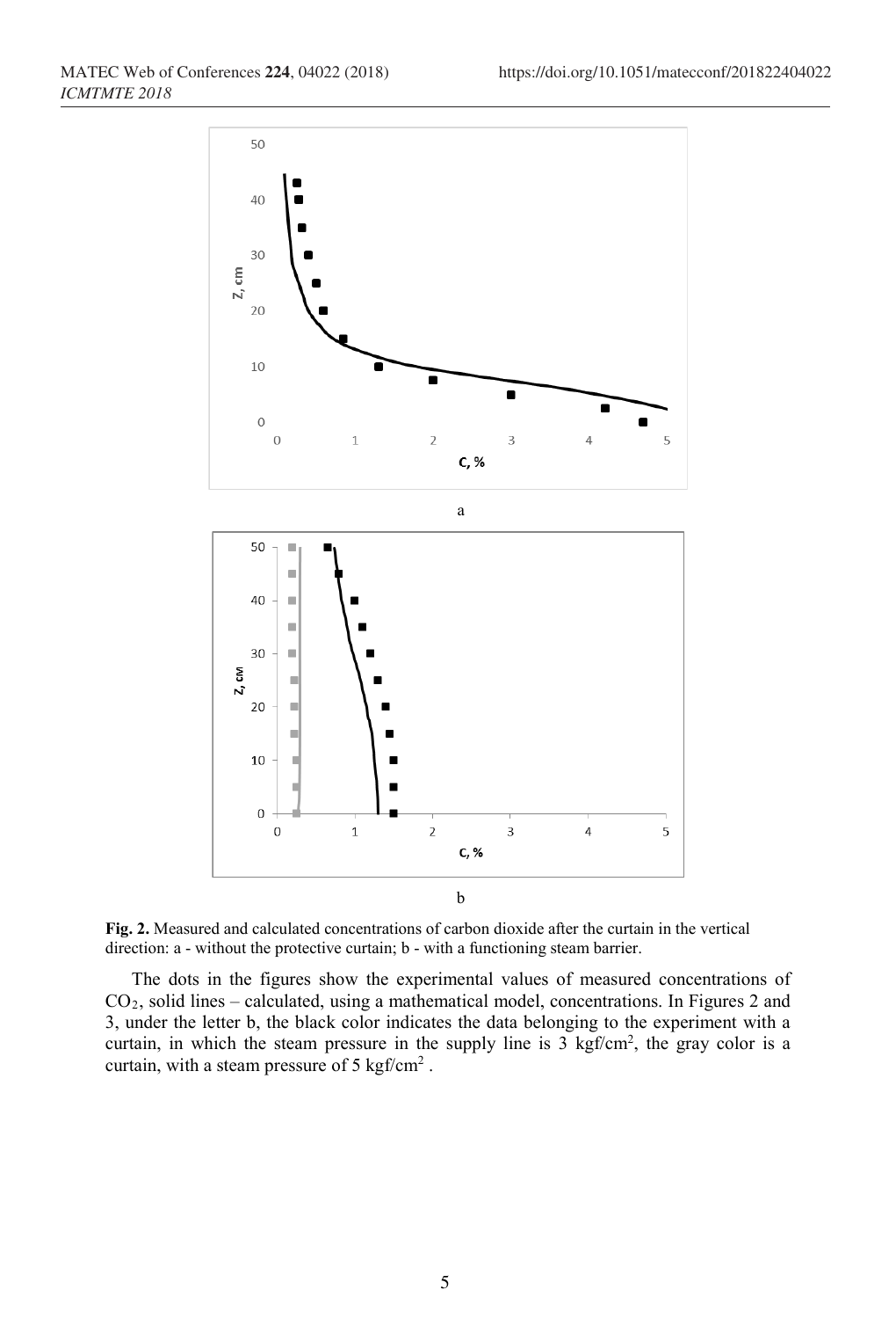**Fig. 2.** Measured and calculated concentrations of carbon dioxide after the curtain in the vertical direction: a - without the protective curtain; b - with a functioning steam barrier.

The dots in the figures show the experimental values of measured concentrations of $CO_2$, solid lines – calculated, using a mathematical model, concentrations. In Figures 2 and 3, under the letter b, the black color indicates the data belonging to the experiment with a curtain, in which the steam pressure in the supply line is 3 kgf/cm$^2$, the gray color is a curtain, with a steam pressure of 5 kgf/cm$^2$ .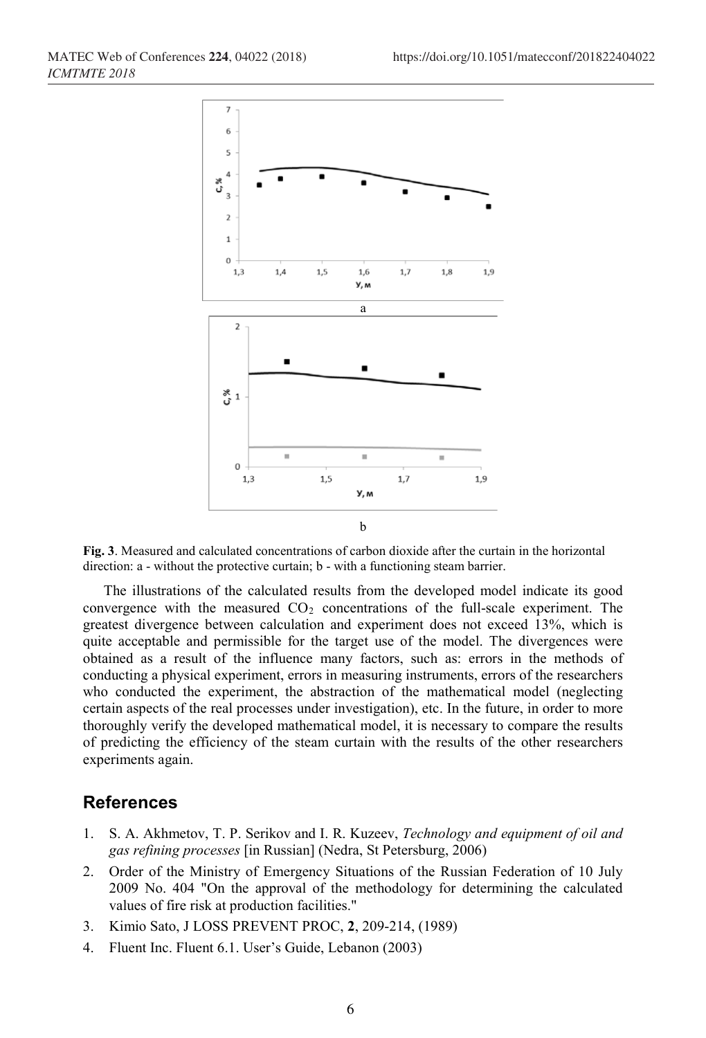7
6
5
4
C, %
3
2
1
0
1,3 1,4 1,5 1,6 1,7 1,8 1,9
y, м

a

2
C, % 1
0
1,3 1,5 1,7 1,9
y, м

b

**Fig. 3**. Measured and calculated concentrations of carbon dioxide after the curtain in the horizontal direction: a - without the protective curtain; b - with a functioning steam barrier.

The illustrations of the calculated results from the developed model indicate its good convergence with the measured $CO_2$ concentrations of the full-scale experiment. The greatest divergence between calculation and experiment does not exceed 13%, which is quite acceptable and permissible for the target use of the model. The divergences were obtained as a result of the influence many factors, such as: errors in the methods of conducting a physical experiment, errors in measuring instruments, errors of the researchers who conducted the experiment, the abstraction of the mathematical model (neglecting certain aspects of the real processes under investigation), etc. In the future, in order to more thoroughly verify the developed mathematical model, it is necessary to compare the results of predicting the efficiency of the steam curtain with the results of the other researchers experiments again.

## References

1. S. A. Akhmetov, T. P. Serikov and I. R. Kuzeev, *Technology and equipment of oil and gas refining processes* [in Russian] (Nedra, St Petersburg, 2006)
2. Order of the Ministry of Emergency Situations of the Russian Federation of 10 July 2009 No. 404 "On the approval of the methodology for determining the calculated values of fire risk at production facilities."
3. Kimio Sato, J LOSS PREVENT PROC, **2**, 209-214, (1989)
4. Fluent Inc. Fluent 6.1. User's Guide, Lebanon (2003)